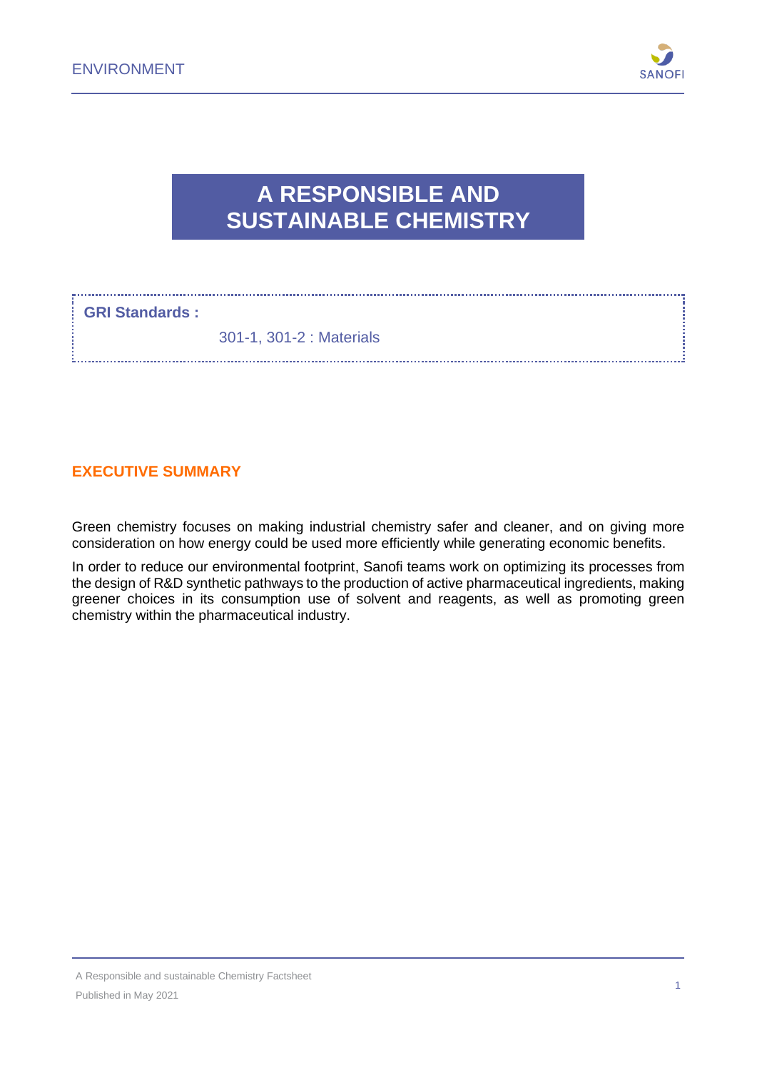# A RESPONSIBLE AND SUSTAINABLE CHEMISTRY

**GRI Standards :**

301-1, 301-2 : Materials

## EXECUTIVE SUMMARY

Green chemistry focuses on making industrial chemistry safer and cleaner, and on giving more consideration on how energy could be used more efficiently while generating economic benefits.

In order to reduce our environmental footprint, Sanofi teams work on optimizing its processes from the design of R&D synthetic pathways to the production of active pharmaceutical ingredients, making greener choices in its consumption use of solvent and reagents, as well as promoting green chemistry within the pharmaceutical industry.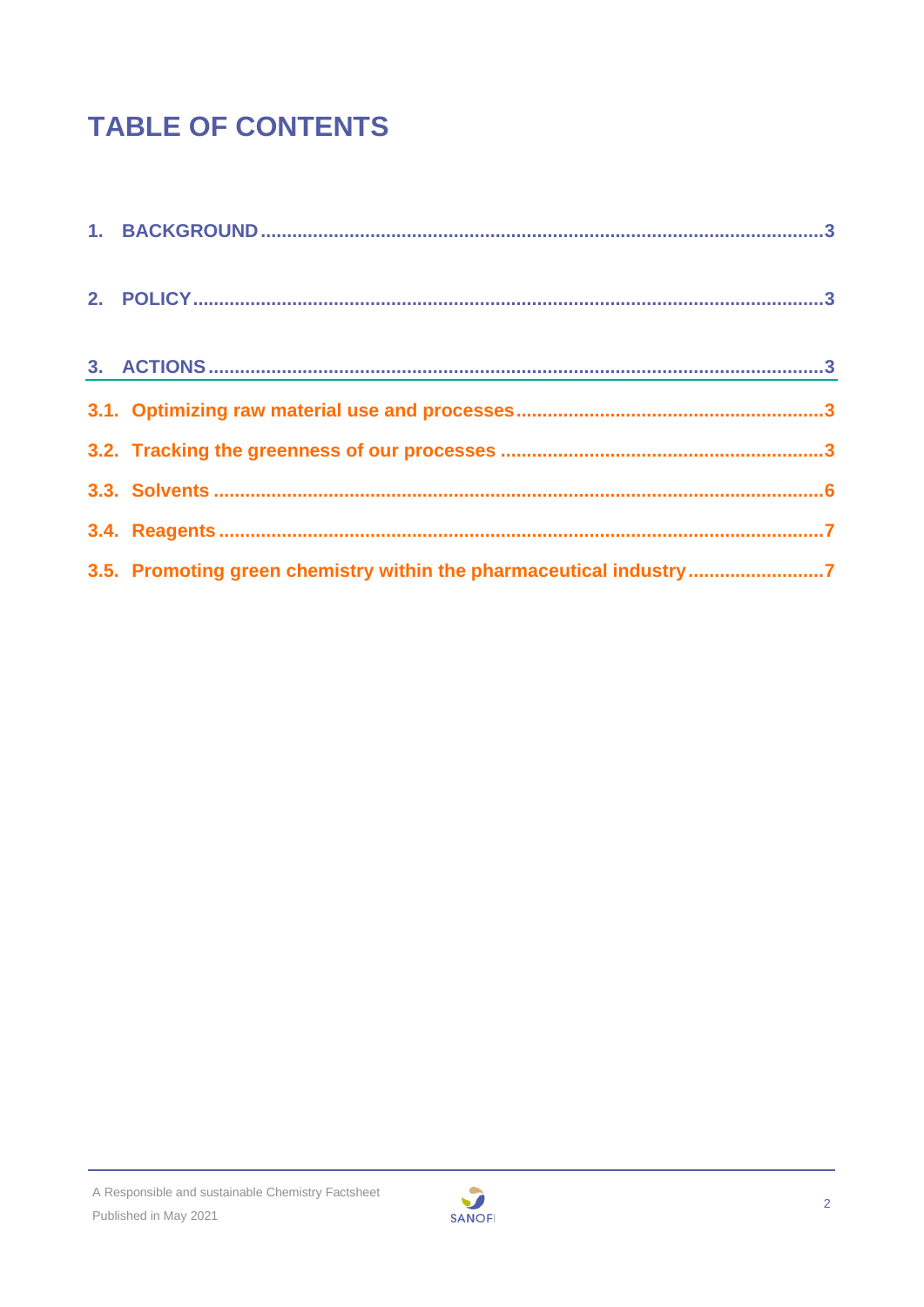# TABLE OF CONTENTS

1. BACKGROUND ........................................................................................................ 3

2. POLICY ................................................................................................................ 3

3. ACTIONS .............................................................................................................. 3

3.1. Optimizing raw material use and processes ........................................................ 3

3.2. Tracking the greenness of our processes ............................................................ 3

3.3. Solvents ............................................................................................................ 6

3.4. Reagents ........................................................................................................... 7

3.5. Promoting green chemistry within the pharmaceutical industry ........................... 7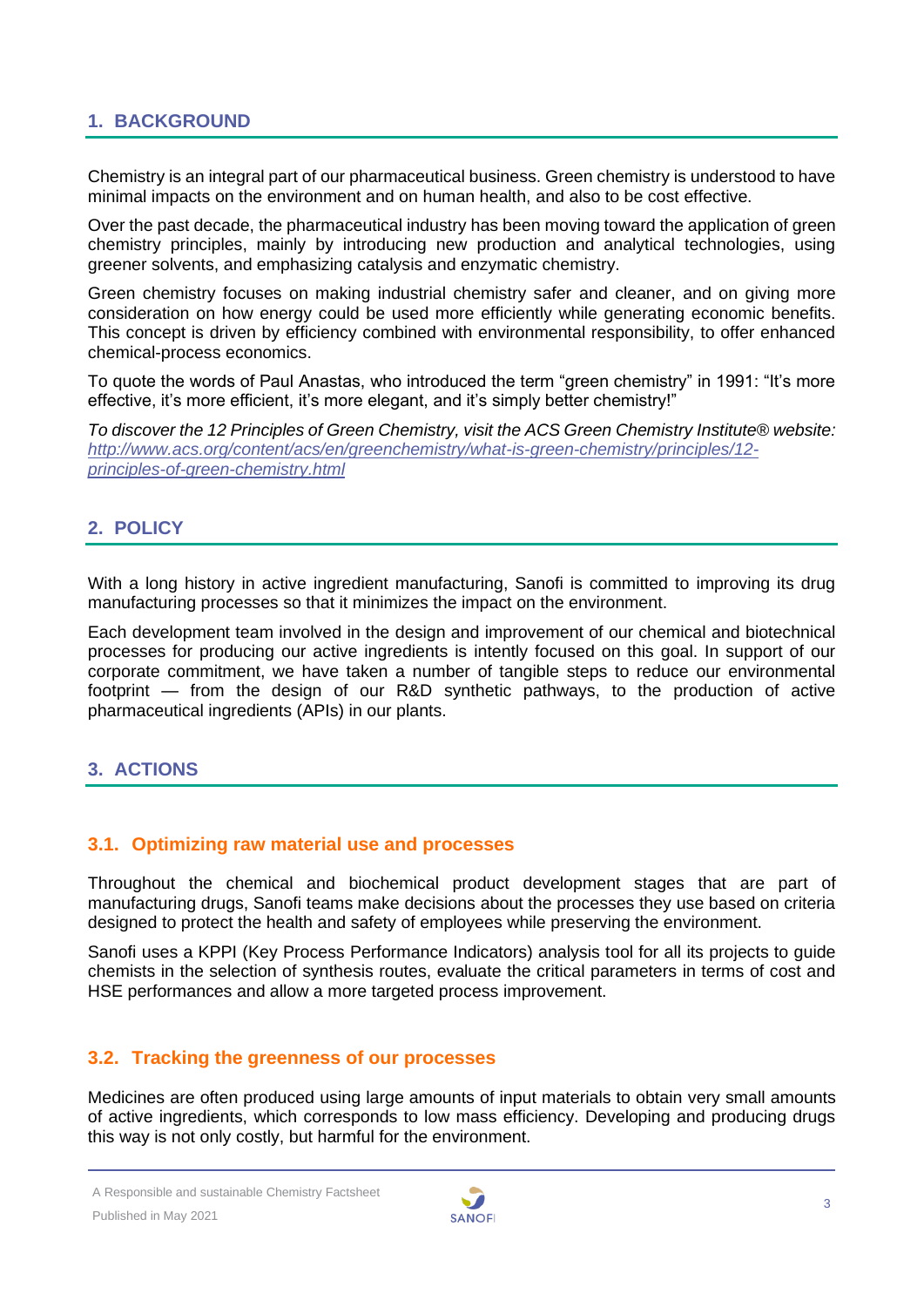## 1. BACKGROUND

Chemistry is an integral part of our pharmaceutical business. Green chemistry is understood to have minimal impacts on the environment and on human health, and also to be cost effective.

Over the past decade, the pharmaceutical industry has been moving toward the application of green chemistry principles, mainly by introducing new production and analytical technologies, using greener solvents, and emphasizing catalysis and enzymatic chemistry.

Green chemistry focuses on making industrial chemistry safer and cleaner, and on giving more consideration on how energy could be used more efficiently while generating economic benefits. This concept is driven by efficiency combined with environmental responsibility, to offer enhanced chemical-process economics.

To quote the words of Paul Anastas, who introduced the term "green chemistry" in 1991: "It's more effective, it's more efficient, it's more elegant, and it's simply better chemistry!"

*To discover the 12 Principles of Green Chemistry, visit the ACS Green Chemistry Institute® website:* [http://www.acs.org/content/acs/en/greenchemistry/what-is-green-chemistry/principles/12-principles-of-green-chemistry.html](http://www.acs.org/content/acs/en/greenchemistry/what-is-green-chemistry/principles/12-principles-of-green-chemistry.html)

## 2. POLICY

With a long history in active ingredient manufacturing, Sanofi is committed to improving its drug manufacturing processes so that it minimizes the impact on the environment.

Each development team involved in the design and improvement of our chemical and biotechnical processes for producing our active ingredients is intently focused on this goal. In support of our corporate commitment, we have taken a number of tangible steps to reduce our environmental footprint — from the design of our R&D synthetic pathways, to the production of active pharmaceutical ingredients (APIs) in our plants.

## 3. ACTIONS

### 3.1. Optimizing raw material use and processes

Throughout the chemical and biochemical product development stages that are part of manufacturing drugs, Sanofi teams make decisions about the processes they use based on criteria designed to protect the health and safety of employees while preserving the environment.

Sanofi uses a KPPI (Key Process Performance Indicators) analysis tool for all its projects to guide chemists in the selection of synthesis routes, evaluate the critical parameters in terms of cost and HSE performances and allow a more targeted process improvement.

### 3.2. Tracking the greenness of our processes

Medicines are often produced using large amounts of input materials to obtain very small amounts of active ingredients, which corresponds to low mass efficiency. Developing and producing drugs this way is not only costly, but harmful for the environment.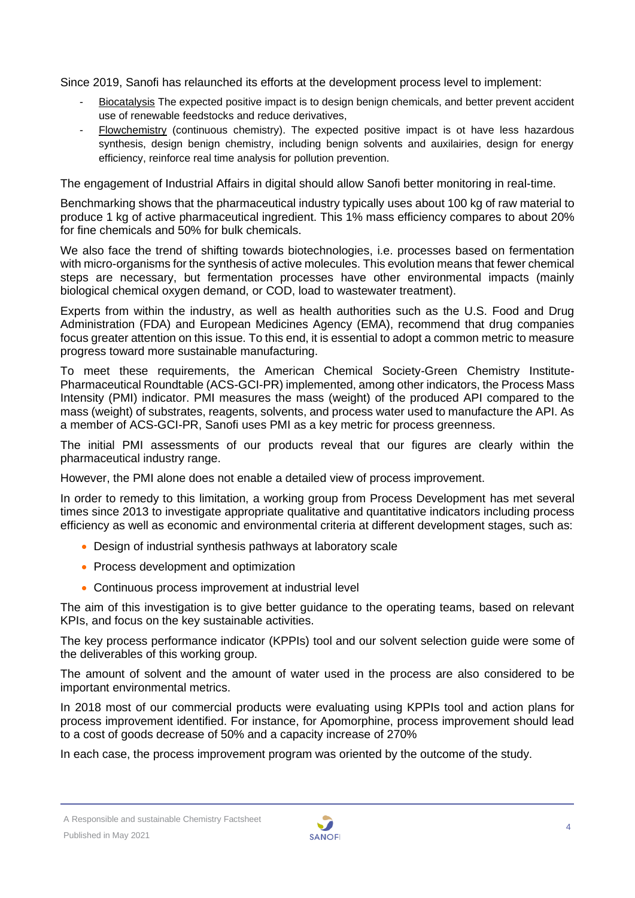Since 2019, Sanofi has relaunched its efforts at the development process level to implement:

- Biocatalysis The expected positive impact is to design benign chemicals, and better prevent accident use of renewable feedstocks and reduce derivatives,
- Flowchemistry (continuous chemistry). The expected positive impact is ot have less hazardous synthesis, design benign chemistry, including benign solvents and auxilairies, design for energy efficiency, reinforce real time analysis for pollution prevention.

The engagement of Industrial Affairs in digital should allow Sanofi better monitoring in real-time.

Benchmarking shows that the pharmaceutical industry typically uses about 100 kg of raw material to produce 1 kg of active pharmaceutical ingredient. This 1% mass efficiency compares to about 20% for fine chemicals and 50% for bulk chemicals.

We also face the trend of shifting towards biotechnologies, i.e. processes based on fermentation with micro-organisms for the synthesis of active molecules. This evolution means that fewer chemical steps are necessary, but fermentation processes have other environmental impacts (mainly biological chemical oxygen demand, or COD, load to wastewater treatment).

Experts from within the industry, as well as health authorities such as the U.S. Food and Drug Administration (FDA) and European Medicines Agency (EMA), recommend that drug companies focus greater attention on this issue. To this end, it is essential to adopt a common metric to measure progress toward more sustainable manufacturing.

To meet these requirements, the American Chemical Society-Green Chemistry Institute-Pharmaceutical Roundtable (ACS-GCI-PR) implemented, among other indicators, the Process Mass Intensity (PMI) indicator. PMI measures the mass (weight) of the produced API compared to the mass (weight) of substrates, reagents, solvents, and process water used to manufacture the API. As a member of ACS-GCI-PR, Sanofi uses PMI as a key metric for process greenness.

The initial PMI assessments of our products reveal that our figures are clearly within the pharmaceutical industry range.

However, the PMI alone does not enable a detailed view of process improvement.

In order to remedy to this limitation, a working group from Process Development has met several times since 2013 to investigate appropriate qualitative and quantitative indicators including process efficiency as well as economic and environmental criteria at different development stages, such as:

- Design of industrial synthesis pathways at laboratory scale
- Process development and optimization
- Continuous process improvement at industrial level

The aim of this investigation is to give better guidance to the operating teams, based on relevant KPIs, and focus on the key sustainable activities.

The key process performance indicator (KPPIs) tool and our solvent selection guide were some of the deliverables of this working group.

The amount of solvent and the amount of water used in the process are also considered to be important environmental metrics.

In 2018 most of our commercial products were evaluating using KPPIs tool and action plans for process improvement identified. For instance, for Apomorphine, process improvement should lead to a cost of goods decrease of 50% and a capacity increase of 270%

In each case, the process improvement program was oriented by the outcome of the study.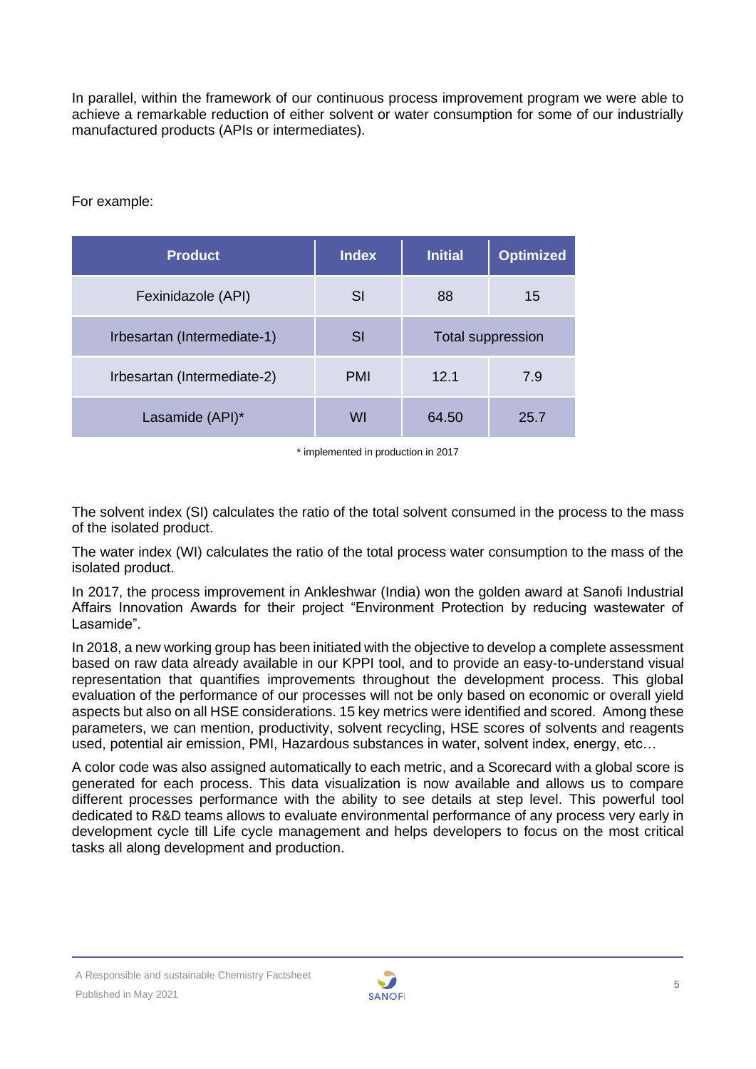In parallel, within the framework of our continuous process improvement program we were able to achieve a remarkable reduction of either solvent or water consumption for some of our industrially manufactured products (APIs or intermediates).

For example:

| Product | Index | Initial | Optimized |
|---|---|---|---|
| Fexinidazole (API) | SI | 88 | 15 |
| Irbesartan (Intermediate-1) | SI | Total suppression | |
| Irbesartan (Intermediate-2) | PMI | 12.1 | 7.9 |
| Lasamide (API)* | WI | 64.50 | 25.7 |

\* implemented in production in 2017

The solvent index (SI) calculates the ratio of the total solvent consumed in the process to the mass of the isolated product.

The water index (WI) calculates the ratio of the total process water consumption to the mass of the isolated product.

In 2017, the process improvement in Ankleshwar (India) won the golden award at Sanofi Industrial Affairs Innovation Awards for their project "Environment Protection by reducing wastewater of Lasamide".

In 2018, a new working group has been initiated with the objective to develop a complete assessment based on raw data already available in our KPPI tool, and to provide an easy-to-understand visual representation that quantifies improvements throughout the development process. This global evaluation of the performance of our processes will not be only based on economic or overall yield aspects but also on all HSE considerations. 15 key metrics were identified and scored. Among these parameters, we can mention, productivity, solvent recycling, HSE scores of solvents and reagents used, potential air emission, PMI, Hazardous substances in water, solvent index, energy, etc…

A color code was also assigned automatically to each metric, and a Scorecard with a global score is generated for each process. This data visualization is now available and allows us to compare different processes performance with the ability to see details at step level. This powerful tool dedicated to R&D teams allows to evaluate environmental performance of any process very early in development cycle till Life cycle management and helps developers to focus on the most critical tasks all along development and production.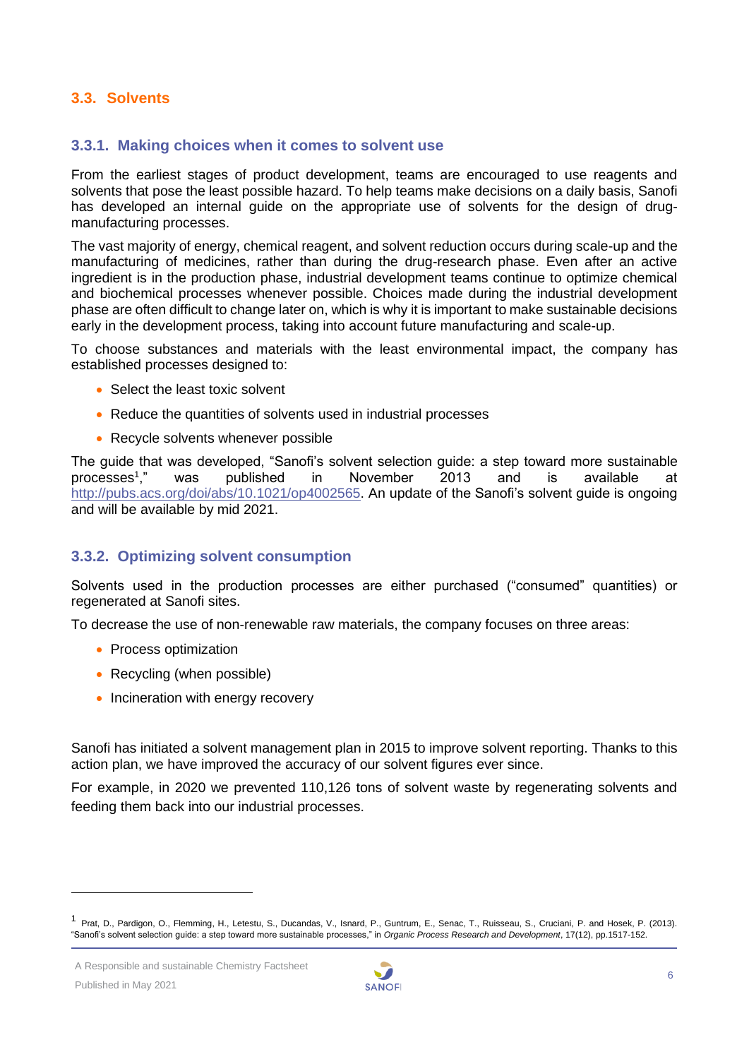## 3.3. Solvents

### 3.3.1. Making choices when it comes to solvent use

From the earliest stages of product development, teams are encouraged to use reagents and solvents that pose the least possible hazard. To help teams make decisions on a daily basis, Sanofi has developed an internal guide on the appropriate use of solvents for the design of drug-manufacturing processes.

The vast majority of energy, chemical reagent, and solvent reduction occurs during scale-up and the manufacturing of medicines, rather than during the drug-research phase. Even after an active ingredient is in the production phase, industrial development teams continue to optimize chemical and biochemical processes whenever possible. Choices made during the industrial development phase are often difficult to change later on, which is why it is important to make sustainable decisions early in the development process, taking into account future manufacturing and scale-up.

To choose substances and materials with the least environmental impact, the company has established processes designed to:

- Select the least toxic solvent
- Reduce the quantities of solvents used in industrial processes
- Recycle solvents whenever possible

The guide that was developed, "Sanofi's solvent selection guide: a step toward more sustainable processes[1]," was published in November 2013 and is available at http://pubs.acs.org/doi/abs/10.1021/op4002565. An update of the Sanofi's solvent guide is ongoing and will be available by mid 2021.

### 3.3.2. Optimizing solvent consumption

Solvents used in the production processes are either purchased ("consumed" quantities) or regenerated at Sanofi sites.

To decrease the use of non-renewable raw materials, the company focuses on three areas:

- Process optimization
- Recycling (when possible)
- Incineration with energy recovery

Sanofi has initiated a solvent management plan in 2015 to improve solvent reporting. Thanks to this action plan, we have improved the accuracy of our solvent figures ever since.

For example, in 2020 we prevented 110,126 tons of solvent waste by regenerating solvents and feeding them back into our industrial processes.

---

[1] Prat, D., Pardigon, O., Flemming, H., Letestu, S., Ducandas, V., Isnard, P., Guntrum, E., Senac, T., Ruisseau, S., Cruciani, P. and Hosek, P. (2013). "Sanofi's solvent selection guide: a step toward more sustainable processes," in *Organic Process Research and Development*, 17(12), pp.1517-152.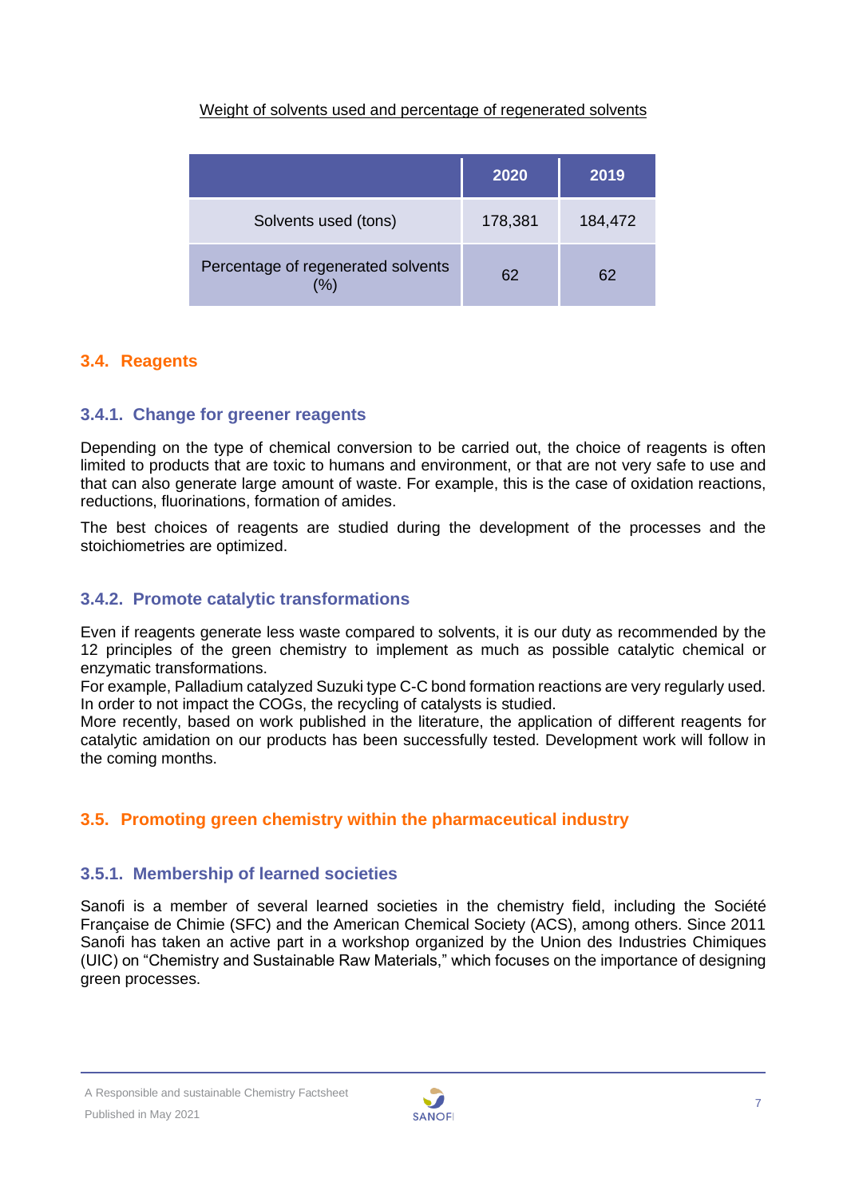<u>Weight of solvents used and percentage of regenerated solvents</u>

| | 2020 | 2019 |
|---|---|---|
| Solvents used (tons) | 178,381 | 184,472 |
| Percentage of regenerated solvents (%) | 62 | 62 |

## 3.4. Reagents

### 3.4.1. Change for greener reagents

Depending on the type of chemical conversion to be carried out, the choice of reagents is often limited to products that are toxic to humans and environment, or that are not very safe to use and that can also generate large amount of waste. For example, this is the case of oxidation reactions, reductions, fluorinations, formation of amides.

The best choices of reagents are studied during the development of the processes and the stoichiometries are optimized.

### 3.4.2. Promote catalytic transformations

Even if reagents generate less waste compared to solvents, it is our duty as recommended by the 12 principles of the green chemistry to implement as much as possible catalytic chemical or enzymatic transformations.
For example, Palladium catalyzed Suzuki type C-C bond formation reactions are very regularly used. In order to not impact the COGs, the recycling of catalysts is studied.
More recently, based on work published in the literature, the application of different reagents for catalytic amidation on our products has been successfully tested. Development work will follow in the coming months.

## 3.5. Promoting green chemistry within the pharmaceutical industry

### 3.5.1. Membership of learned societies

Sanofi is a member of several learned societies in the chemistry field, including the Société Française de Chimie (SFC) and the American Chemical Society (ACS), among others. Since 2011 Sanofi has taken an active part in a workshop organized by the Union des Industries Chimiques (UIC) on “Chemistry and Sustainable Raw Materials,” which focuses on the importance of designing green processes.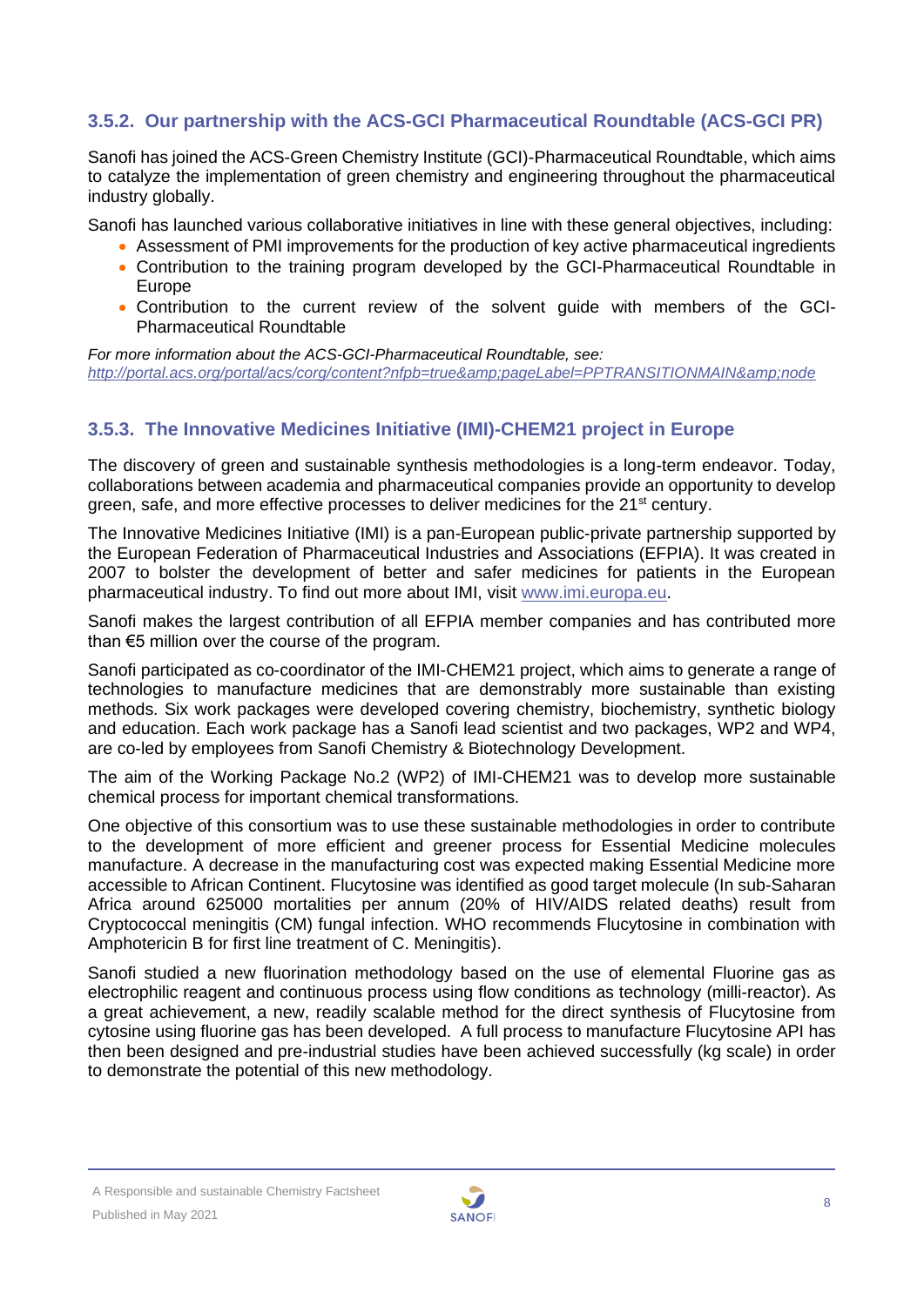### 3.5.2. Our partnership with the ACS-GCI Pharmaceutical Roundtable (ACS-GCI PR)

Sanofi has joined the ACS-Green Chemistry Institute (GCI)-Pharmaceutical Roundtable, which aims to catalyze the implementation of green chemistry and engineering throughout the pharmaceutical industry globally.

Sanofi has launched various collaborative initiatives in line with these general objectives, including:

- Assessment of PMI improvements for the production of key active pharmaceutical ingredients
- Contribution to the training program developed by the GCI-Pharmaceutical Roundtable in Europe
- Contribution to the current review of the solvent guide with members of the GCI-Pharmaceutical Roundtable

*For more information about the ACS-GCI-Pharmaceutical Roundtable, see:*
*http://portal.acs.org/portal/acs/corg/content?nfpb=true&amp;pageLabel=PPTRANSITIONMAIN&amp;node*

### 3.5.3. The Innovative Medicines Initiative (IMI)-CHEM21 project in Europe

The discovery of green and sustainable synthesis methodologies is a long-term endeavor. Today, collaborations between academia and pharmaceutical companies provide an opportunity to develop green, safe, and more effective processes to deliver medicines for the 21st century.

The Innovative Medicines Initiative (IMI) is a pan-European public-private partnership supported by the European Federation of Pharmaceutical Industries and Associations (EFPIA). It was created in 2007 to bolster the development of better and safer medicines for patients in the European pharmaceutical industry. To find out more about IMI, visit www.imi.europa.eu.

Sanofi makes the largest contribution of all EFPIA member companies and has contributed more than €5 million over the course of the program.

Sanofi participated as co-coordinator of the IMI-CHEM21 project, which aims to generate a range of technologies to manufacture medicines that are demonstrably more sustainable than existing methods. Six work packages were developed covering chemistry, biochemistry, synthetic biology and education. Each work package has a Sanofi lead scientist and two packages, WP2 and WP4, are co-led by employees from Sanofi Chemistry & Biotechnology Development.

The aim of the Working Package No.2 (WP2) of IMI-CHEM21 was to develop more sustainable chemical process for important chemical transformations.

One objective of this consortium was to use these sustainable methodologies in order to contribute to the development of more efficient and greener process for Essential Medicine molecules manufacture. A decrease in the manufacturing cost was expected making Essential Medicine more accessible to African Continent. Flucytosine was identified as good target molecule (In sub-Saharan Africa around 625000 mortalities per annum (20% of HIV/AIDS related deaths) result from Cryptococcal meningitis (CM) fungal infection. WHO recommends Flucytosine in combination with Amphotericin B for first line treatment of C. Meningitis).

Sanofi studied a new fluorination methodology based on the use of elemental Fluorine gas as electrophilic reagent and continuous process using flow conditions as technology (milli-reactor). As a great achievement, a new, readily scalable method for the direct synthesis of Flucytosine from cytosine using fluorine gas has been developed. A full process to manufacture Flucytosine API has then been designed and pre-industrial studies have been achieved successfully (kg scale) in order to demonstrate the potential of this new methodology.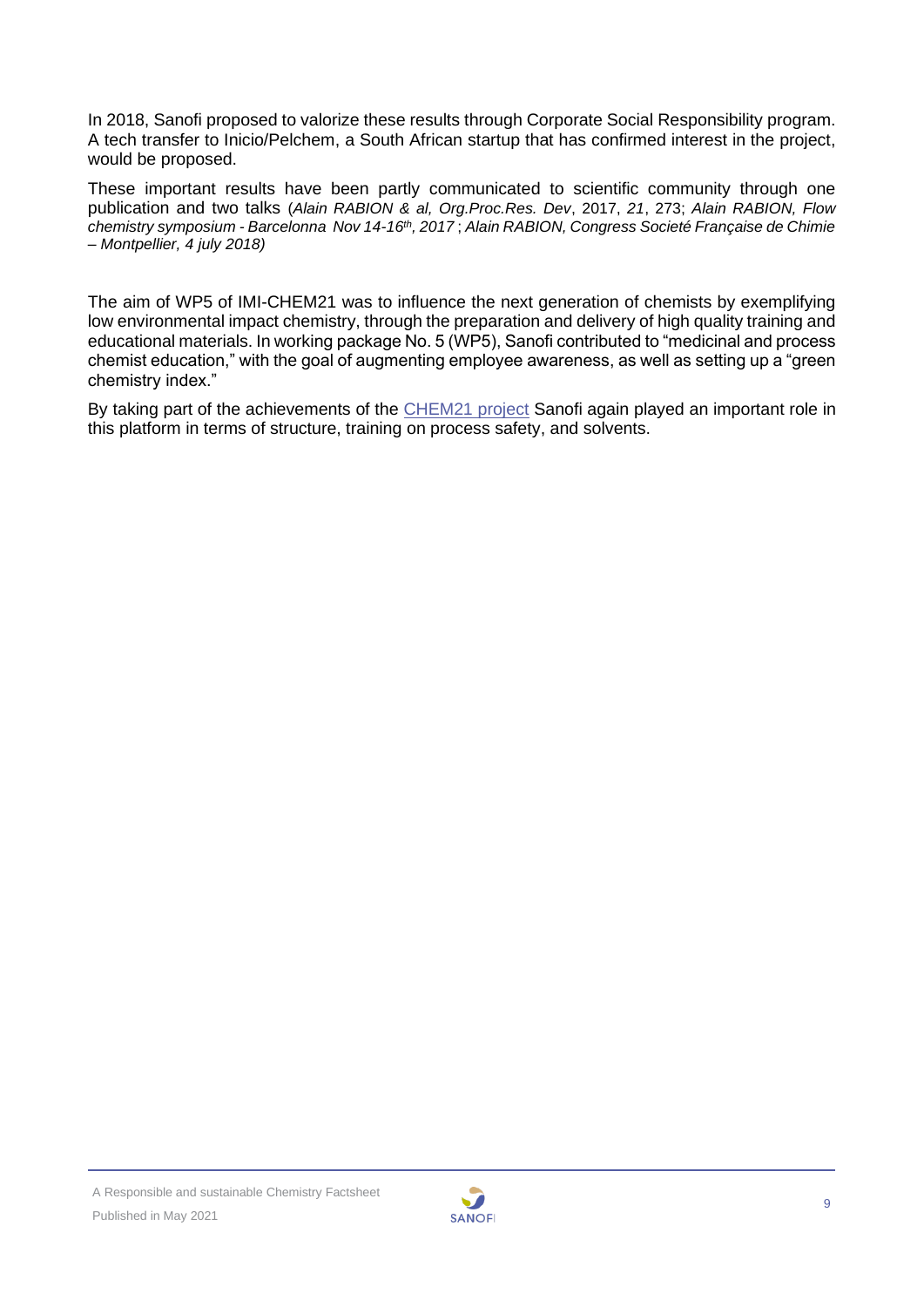In 2018, Sanofi proposed to valorize these results through Corporate Social Responsibility program. A tech transfer to Inicio/Pelchem, a South African startup that has confirmed interest in the project, would be proposed.

These important results have been partly communicated to scientific community through one publication and two talks (*Alain RABION & al, Org.Proc.Res. Dev*, 2017, *21*, 273; *Alain RABION, Flow chemistry symposium - Barcelonna Nov 14-16th, 2017* ; *Alain RABION, Congress Societé Française de Chimie – Montpellier, 4 july 2018)*

The aim of WP5 of IMI-CHEM21 was to influence the next generation of chemists by exemplifying low environmental impact chemistry, through the preparation and delivery of high quality training and educational materials. In working package No. 5 (WP5), Sanofi contributed to "medicinal and process chemist education," with the goal of augmenting employee awareness, as well as setting up a "green chemistry index."

By taking part of the achievements of the CHEM21 project Sanofi again played an important role in this platform in terms of structure, training on process safety, and solvents.